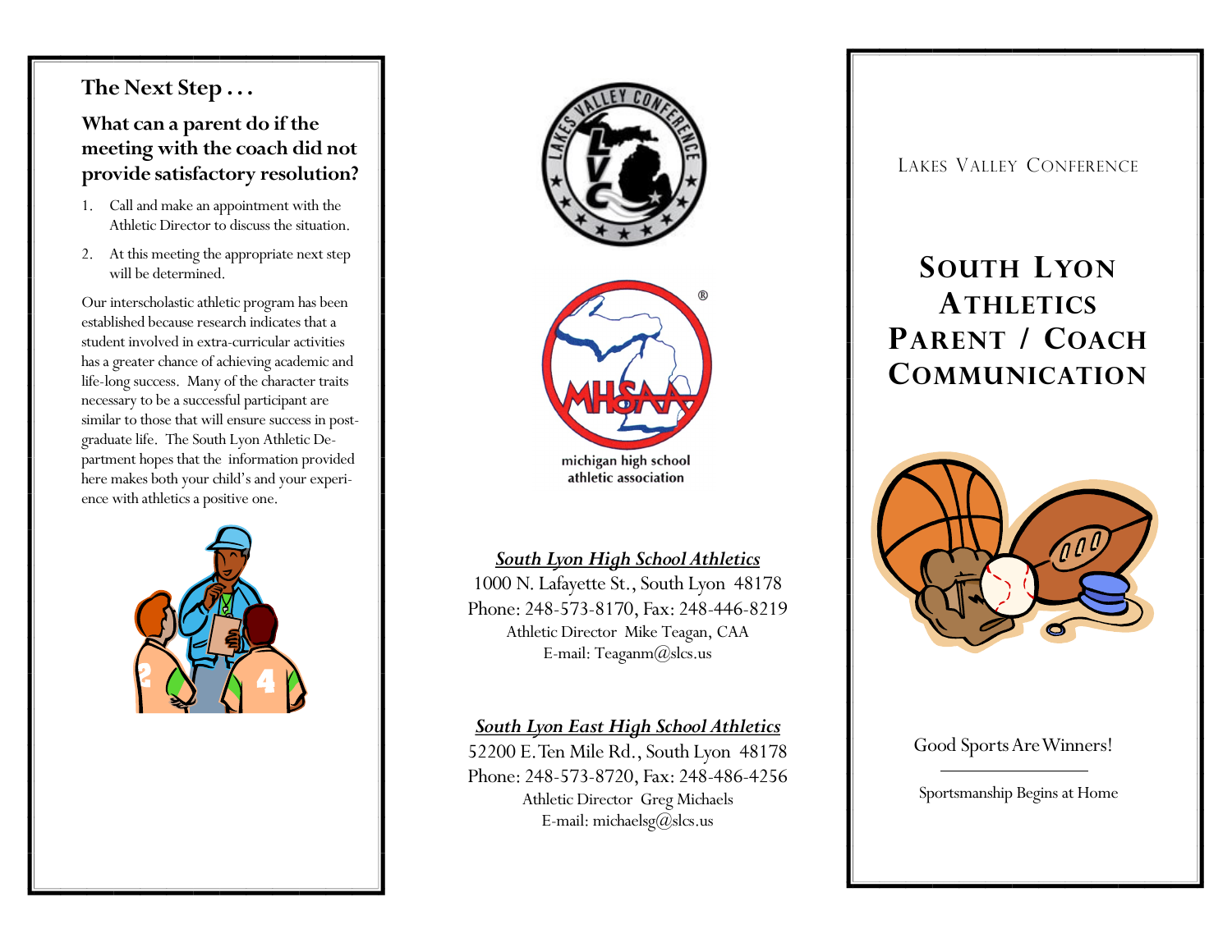## The Next Step . . .

### What can a parent do if the meeting with the coach did not provide satisfactory resolution?

1. Call and make an appointment with the Athletic Director to discuss the situation.
2. At this meeting the appropriate next step will be determined.

Our interscholastic athletic program has been established because research indicates that a student involved in extra-curricular activities has a greater chance of achieving academic and life-long success. Many of the character traits necessary to be a successful participant are similar to those that will ensure success in post-graduate life. The South Lyon Athletic Department hopes that the information provided here makes both your child's and your experience with athletics a positive one.

michigan high school athletic association

***South Lyon High School Athletics***

1000 N. Lafayette St., South Lyon 48178

Phone: 248-573-8170, Fax: 248-446-8219

Athletic Director Mike Teagan, CAA

E-mail: Teaganm@slcs.us

***South Lyon East High School Athletics***

52200 E. Ten Mile Rd., South Lyon 48178

Phone: 248-573-8720, Fax: 248-486-4256

Athletic Director Greg Michaels

E-mail: michaelsg@slcs.us

LAKES VALLEY CONFERENCE

# SOUTH LYON ATHLETICS PARENT / COACH COMMUNICATION

Good Sports Are Winners!

Sportsmanship Begins at Home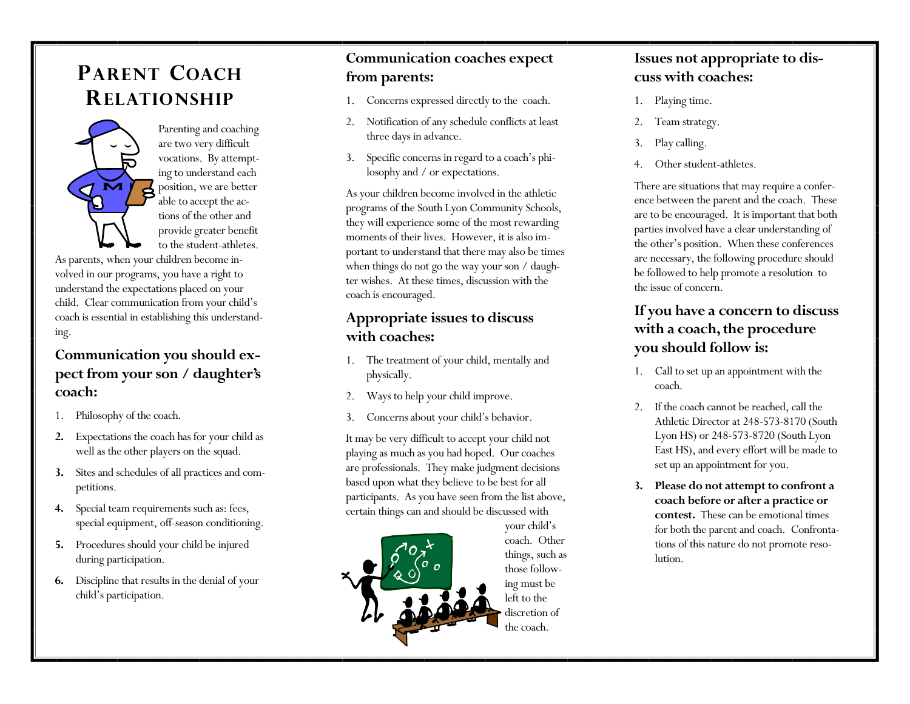# Parent Coach Relationship

Parenting and coaching are two very difficult vocations. By attempting to understand each position, we are better able to accept the actions of the other and provide greater benefit to the student-athletes. As parents, when your children become involved in our programs, you have a right to understand the expectations placed on your child. Clear communication from your child's coach is essential in establishing this understanding.

## Communication you should expect from your son / daughter's coach:

1. Philosophy of the coach.
2. Expectations the coach has for your child as well as the other players on the squad.
3. Sites and schedules of all practices and competitions.
4. Special team requirements such as: fees, special equipment, off-season conditioning.
5. Procedures should your child be injured during participation.
6. Discipline that results in the denial of your child's participation.

## Communication coaches expect from parents:

1. Concerns expressed directly to the coach.
2. Notification of any schedule conflicts at least three days in advance.
3. Specific concerns in regard to a coach's philosophy and / or expectations.

As your children become involved in the athletic programs of the South Lyon Community Schools, they will experience some of the most rewarding moments of their lives. However, it is also important to understand that there may also be times when things do not go the way your son / daughter wishes. At these times, discussion with the coach is encouraged.

## Appropriate issues to discuss with coaches:

1. The treatment of your child, mentally and physically.
2. Ways to help your child improve.
3. Concerns about your child's behavior.

It may be very difficult to accept your child not playing as much as you had hoped. Our coaches are professionals. They make judgment decisions based upon what they believe to be best for all participants. As you have seen from the list above, certain things can and should be discussed with your child's coach. Other things, such as those following must be left to the discretion of the coach.

## Issues not appropriate to discuss with coaches:

1. Playing time.
2. Team strategy.
3. Play calling.
4. Other student-athletes.

There are situations that may require a conference between the parent and the coach. These are to be encouraged. It is important that both parties involved have a clear understanding of the other's position. When these conferences are necessary, the following procedure should be followed to help promote a resolution to the issue of concern.

## If you have a concern to discuss with a coach, the procedure you should follow is:

1. Call to set up an appointment with the coach.
2. If the coach cannot be reached, call the Athletic Director at 248-573-8170 (South Lyon HS) or 248-573-8720 (South Lyon East HS), and every effort will be made to set up an appointment for you.
3. **Please do not attempt to confront a coach before or after a practice or contest.** These can be emotional times for both the parent and coach. Confrontations of this nature do not promote resolution.